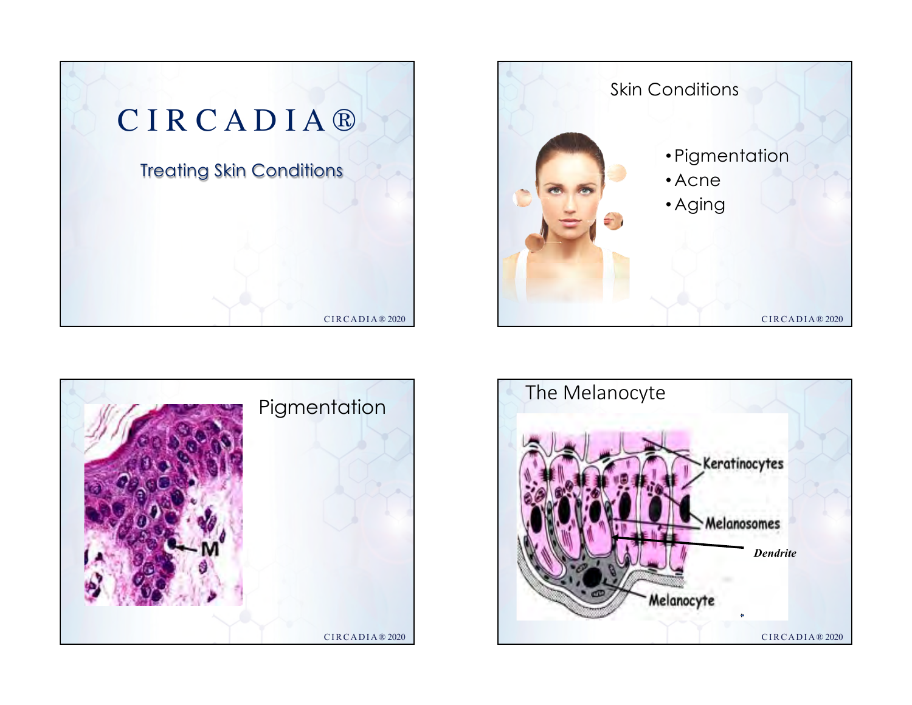# CIRCADIA®

## Treating Skin Conditions

---

## Skin Conditions

- Pigmentation
- Acne
- Aging

---

## Pigmentation

M

---

## The Melanocyte

Keratinocytes

Melanosomes

*Dendrite*

Melanocyte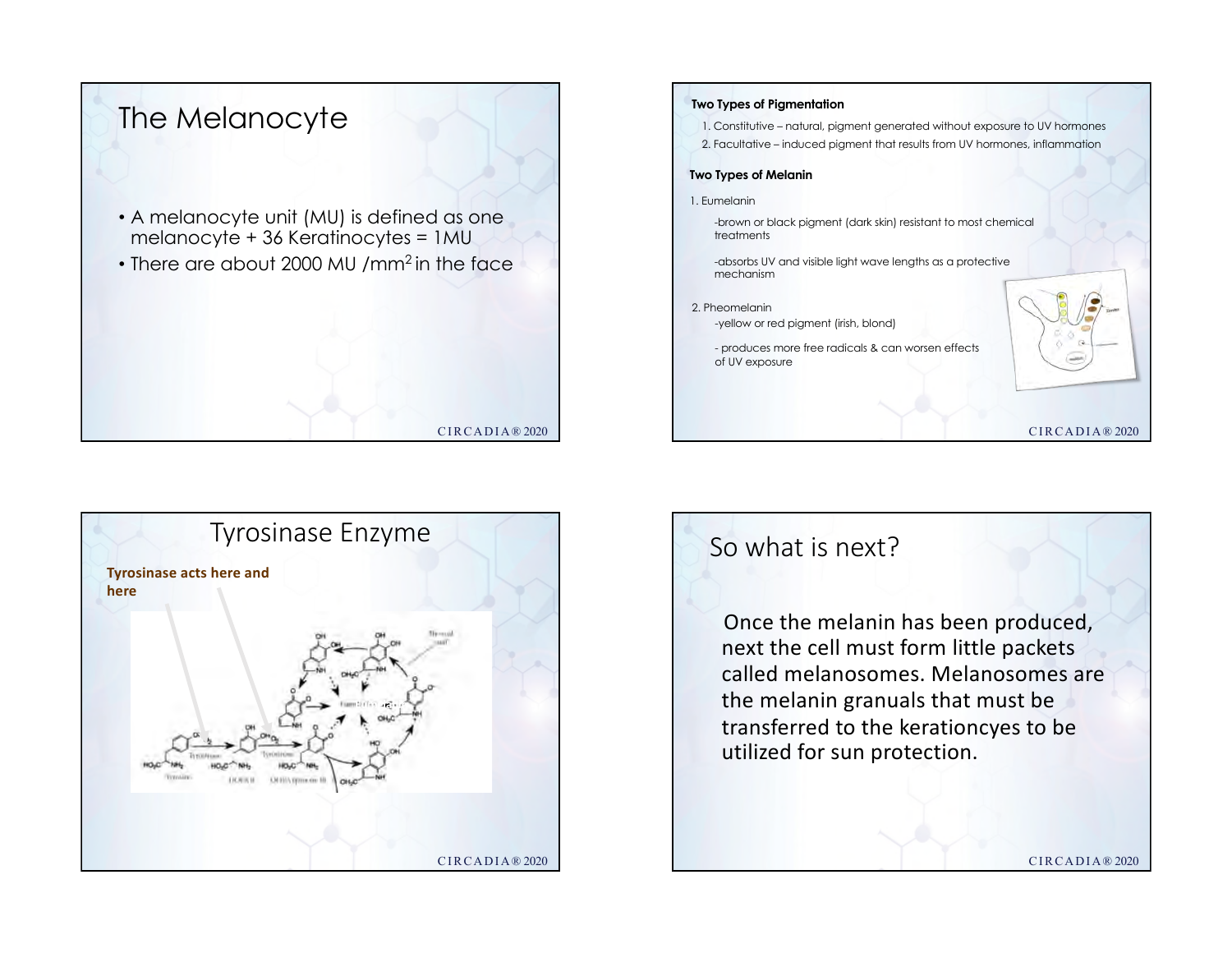# The Melanocyte

- A melanocyte unit (MU) is defined as one melanocyte + 36 Keratinocytes = 1MU
- There are about 2000 MU /mm$^2$ in the face

**Two Types of Pigmentation**

1. Constitutive – natural, pigment generated without exposure to UV hormones
2. Facultative – induced pigment that results from UV hormones, inflammation

**Two Types of Melanin**

1. Eumelanin

   -brown or black pigment (dark skin) resistant to most chemical treatments

   -absorbs UV and visible light wave lengths as a protective mechanism

2. Pheomelanin

   -yellow or red pigment (irish, blond)

   - produces more free radicals & can worsen effects of UV exposure

# Tyrosinase Enzyme

**Tyrosinase acts here and here**

# So what is next?

Once the melanin has been produced, next the cell must form little packets called melanosomes. Melanosomes are the melanin granuals that must be transferred to the kerationcyes to be utilized for sun protection.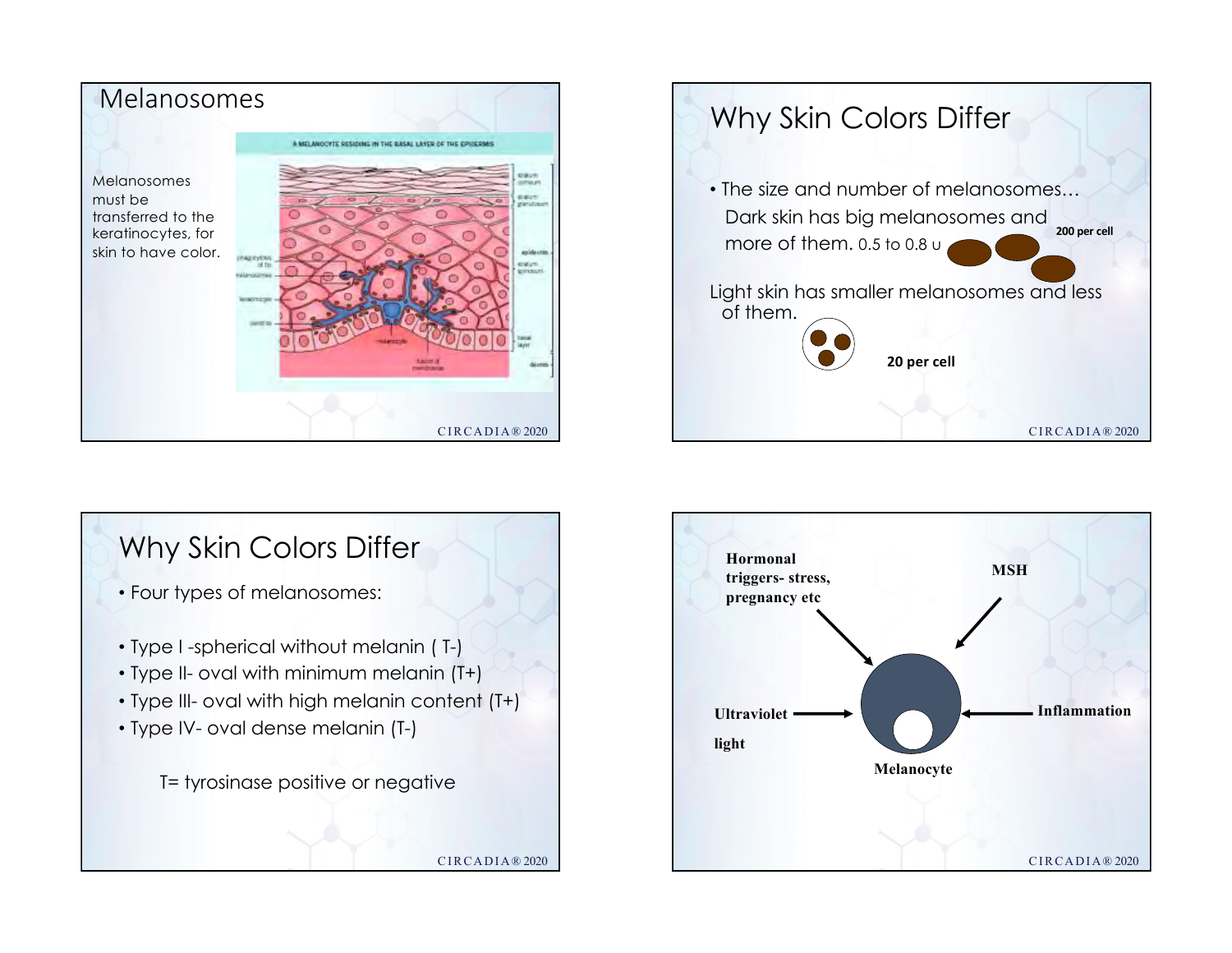## Melanosomes

Melanosomes must be transferred to the keratinocytes, for skin to have color.

A MELANOCYTE RESIDING IN THE BASAL LAYER OF THE EPIDERMIS

## Why Skin Colors Differ

- The size and number of melanosomes…

  Dark skin has big melanosomes and more of them. 0.5 to 0.8 u

200 per cell

Light skin has smaller melanosomes and less of them.

20 per cell

## Why Skin Colors Differ

- Four types of melanosomes:

- Type I -spherical without melanin ( T-)
- Type II- oval with minimum melanin (T+)
- Type III- oval with high melanin content (T+)
- Type IV- oval dense melanin (T-)

T= tyrosinase positive or negative

Hormonal triggers- stress, pregnancy etc

MSH

Ultraviolet light

Inflammation

Melanocyte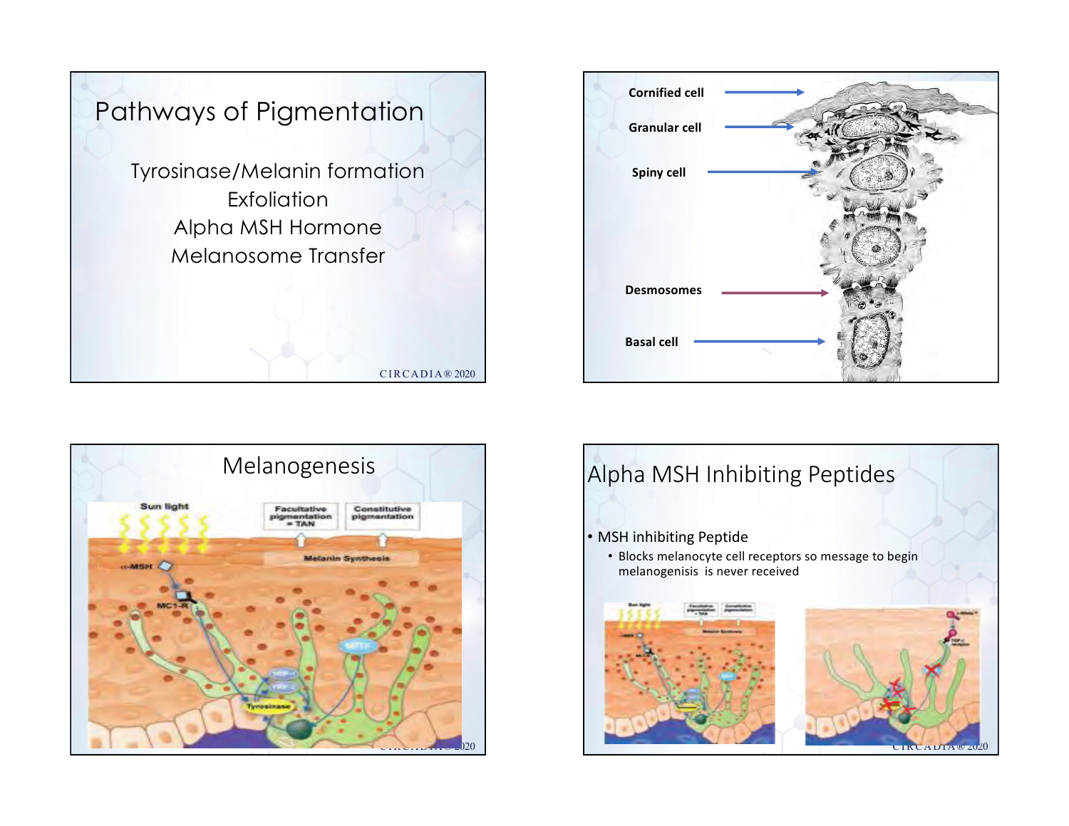## Pathways of Pigmentation

Tyrosinase/Melanin formation
Exfoliation
Alpha MSH Hormone
Melanosome Transfer

Cornified cell

Granular cell

Spiny cell

Desmosomes

Basal cell

## Melanogenesis

Sun light

Facultative pigmentation = TAN

Constitutive pigmentation

Melanin Synthesis

α-MSH

MC1-R

MITF

TRP-1

TRP-2

Tyrosinase

## Alpha MSH Inhibiting Peptides

- MSH inhibiting Peptide
  - Blocks melanocyte cell receptors so message to begin melanogenisis is never received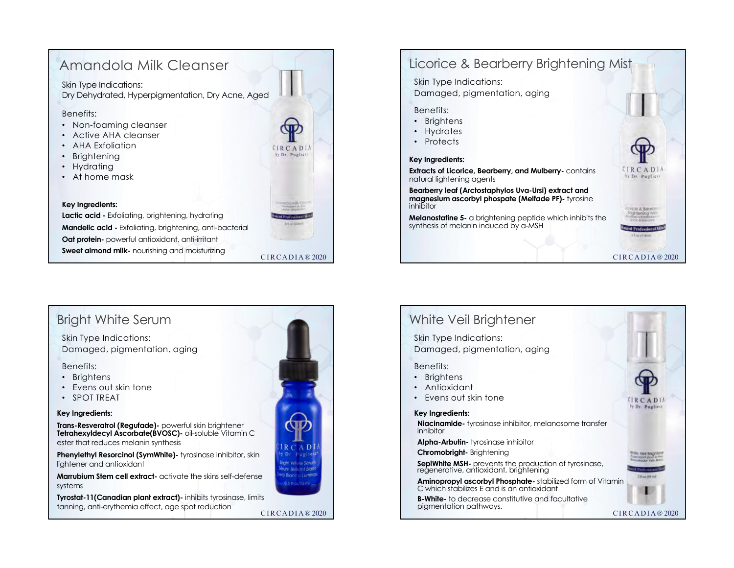## Amandola Milk Cleanser

Skin Type Indications:
Dry Dehydrated, Hyperpigmentation, Dry Acne, Aged

Benefits:

- Non-foaming cleanser
- Active AHA cleanser
- AHA Exfoliation
- Brightening
- Hydrating
- At home mask

**Key Ingredients:**

**Lactic acid -** Exfoliating, brightening, hydrating

**Mandelic acid -** Exfoliating, brightening, anti-bacterial

**Oat protein-** powerful antioxidant, anti-irritant

**Sweet almond milk-** nourishing and moisturizing

## Licorice & Bearberry Brightening Mist

Skin Type Indications:
Damaged, pigmentation, aging

Benefits:

- Brightens
- Hydrates
- Protects

**Key Ingredients:**

**Extracts of Licorice, Bearberry, and Mulberry-** contains natural lightening agents

**Bearberry leaf (Arctostaphylos Uva-Ursi) extract and magnesium ascorbyl phospate (Melfade PF)-** tyrosine inhibitor

**Melanostatine 5-** a brightening peptide which inhibits the synthesis of melanin induced by a-MSH

## Bright White Serum

Skin Type Indications:
Damaged, pigmentation, aging

Benefits:

- Brightens
- Evens out skin tone
- SPOT TREAT

**Key Ingredients:**

**Trans-Resveratrol (Regufade)-** powerful skin brightener
**Tetrahexyldecyl Ascorbate(BVOSC)-** oil-soluble Vitamin C ester that reduces melanin synthesis

**Phenylethyl Resorcinol (SymWhite)-** tyrosinase inhibitor, skin lightener and antioxidant

**Marrubium Stem cell extract-** activate the skins self-defense systems

**Tyrostat-11(Canadian plant extract)-** inhibits tyrosinase, limits tanning, anti-erythemia effect, age spot reduction

## White Veil Brightener

Skin Type Indications:
Damaged, pigmentation, aging

Benefits:

- Brightens
- Antioxidant
- Evens out skin tone

**Key Ingredients:**

**Niacinamide-** tyrosinase inhibitor, melanosome transfer inhibitor

**Alpha-Arbutin-** tyrosinase inhibitor

**Chromobright-** Brightening

**SepiWhite MSH-** prevents the production of tyrosinase, regenerative, antioxidant, brightening

**Aminopropyl ascorbyl Phosphate-** stabilized form of Vitamin C which stabilizes E and is an antioxidant

**B-White-** to decrease constitutive and facultative pigmentation pathways.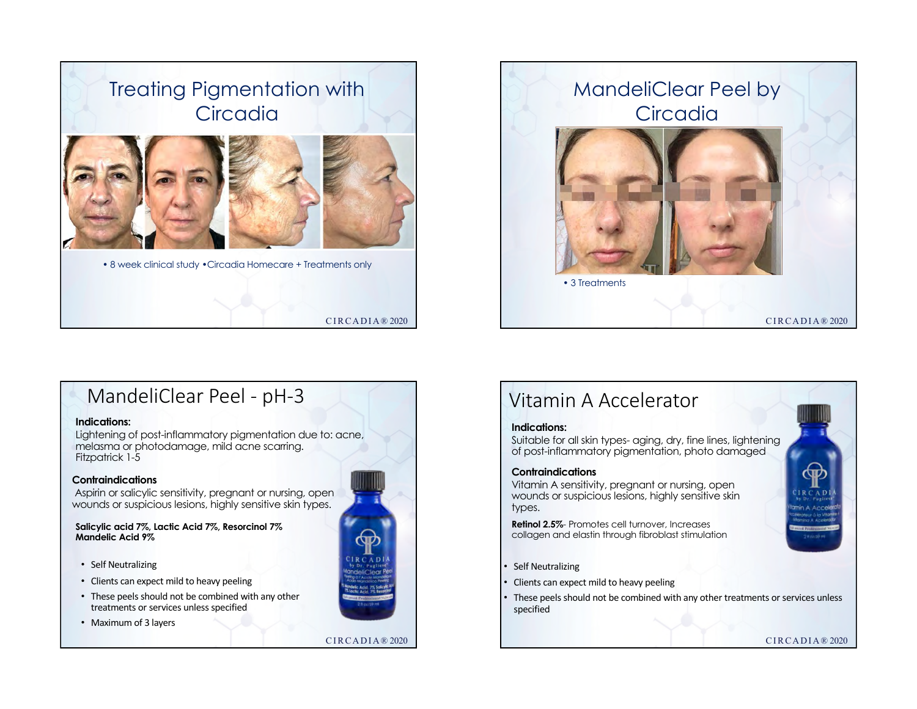# Treating Pigmentation with Circadia

- 8 week clinical study •Circadia Homecare + Treatments only

# MandeliClear Peel by Circadia

- 3 Treatments

# MandeliClear Peel - pH-3

**Indications:**
Lightening of post-inflammatory pigmentation due to: acne, melasma or photodamage, mild acne scarring. Fitzpatrick 1-5

**Contraindications**
Aspirin or salicylic sensitivity, pregnant or nursing, open wounds or suspicious lesions, highly sensitive skin types.

**Salicylic acid 7%, Lactic Acid 7%, Resorcinol 7%**
**Mandelic Acid 9%**

- Self Neutralizing
- Clients can expect mild to heavy peeling
- These peels should not be combined with any other treatments or services unless specified
- Maximum of 3 layers

# Vitamin A Accelerator

**Indications:**
Suitable for all skin types- aging, dry, fine lines, lightening of post-inflammatory pigmentation, photo damaged

**Contraindications**
Vitamin A sensitivity, pregnant or nursing, open wounds or suspicious lesions, highly sensitive skin types.

**Retinol 2.5%**- Promotes cell turnover, Increases collagen and elastin through fibroblast stimulation

- Self Neutralizing
- Clients can expect mild to heavy peeling
- These peels should not be combined with any other treatments or services unless specified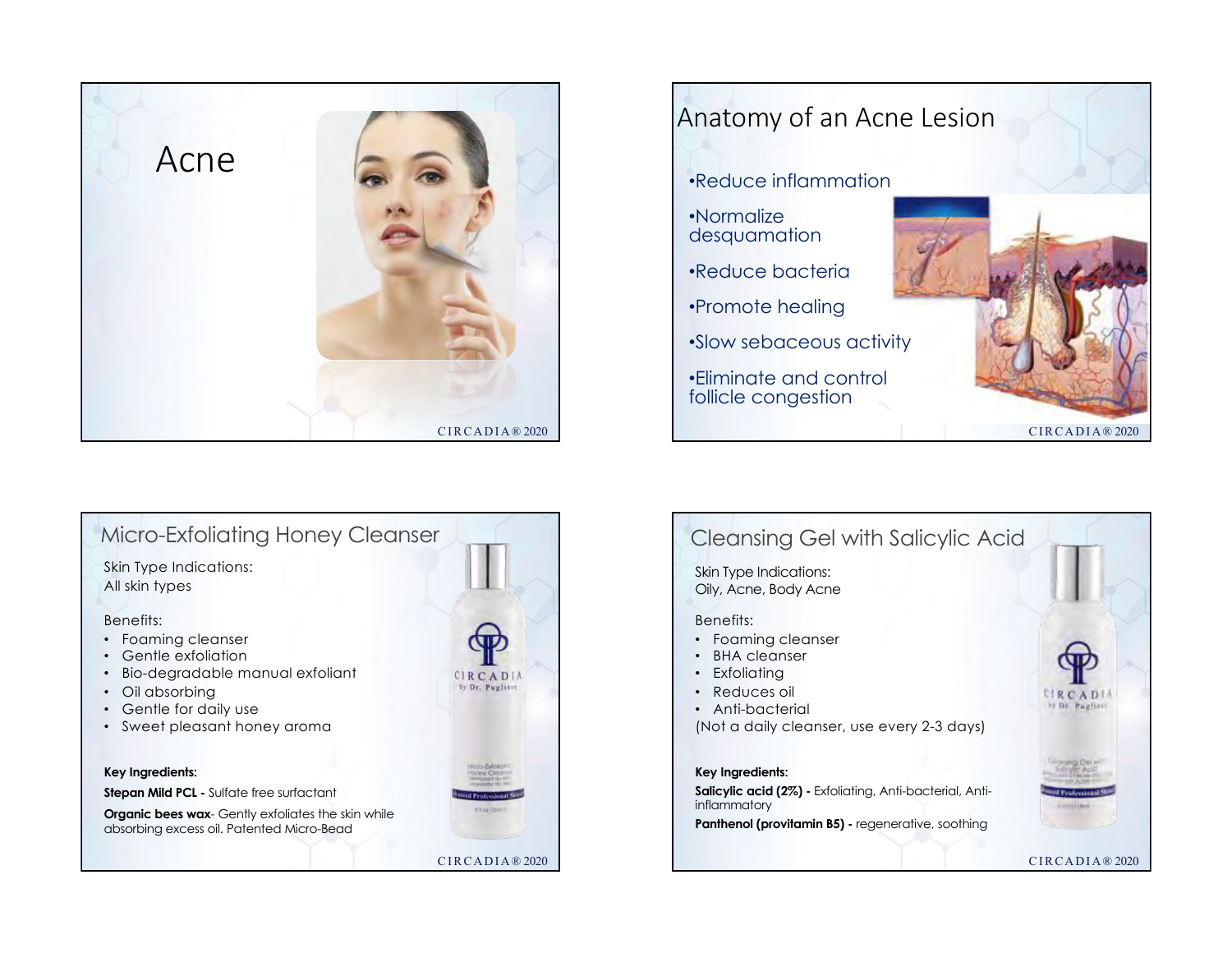# Acne

# Anatomy of an Acne Lesion

- Reduce inflammation
- Normalize desquamation
- Reduce bacteria
- Promote healing
- Slow sebaceous activity
- Eliminate and control follicle congestion

# Micro-Exfoliating Honey Cleanser

Skin Type Indications:
All skin types

Benefits:

- Foaming cleanser
- Gentle exfoliation
- Bio-degradable manual exfoliant
- Oil absorbing
- Gentle for daily use
- Sweet pleasant honey aroma

**Key Ingredients:**

**Stepan Mild PCL -** Sulfate free surfactant

**Organic bees wax**- Gently exfoliates the skin while absorbing excess oil. Patented Micro-Bead

# Cleansing Gel with Salicylic Acid

Skin Type Indications:
Oily, Acne, Body Acne

Benefits:

- Foaming cleanser
- BHA cleanser
- Exfoliating
- Reduces oil
- Anti-bacterial

(Not a daily cleanser, use every 2-3 days)

**Key Ingredients:**

**Salicylic acid (2%) -** Exfoliating, Anti-bacterial, Anti-inflammatory

**Panthenol (provitamin B5) -** regenerative, soothing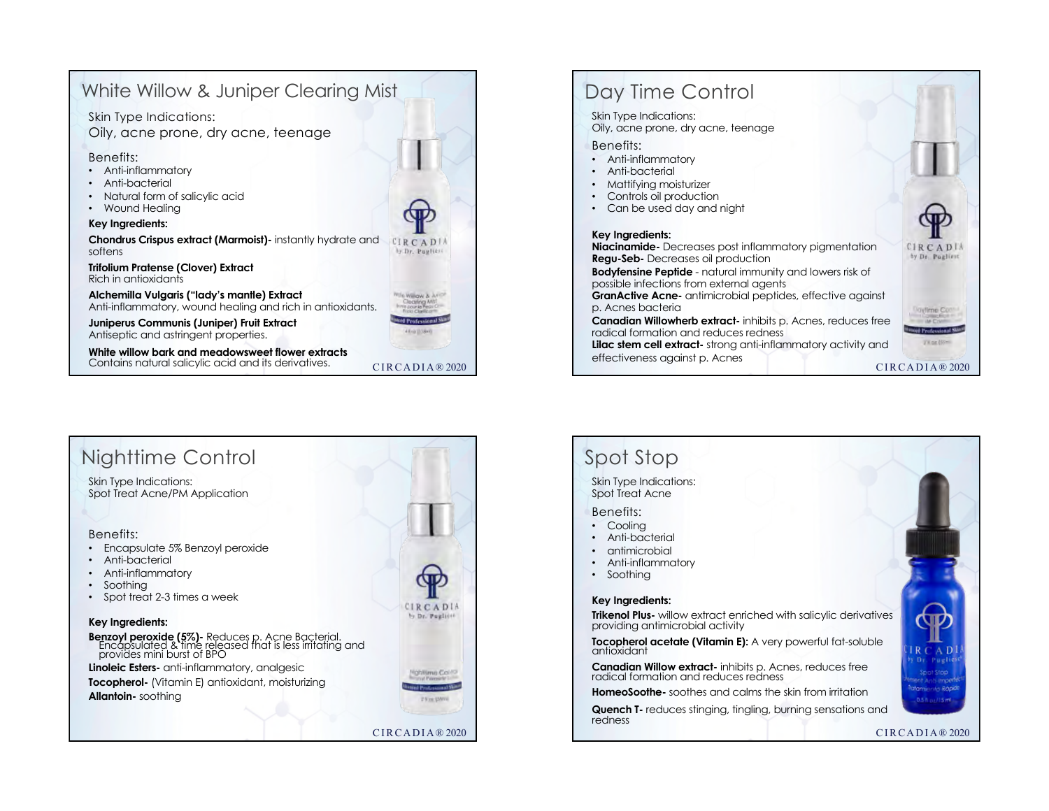## White Willow & Juniper Clearing Mist

Skin Type Indications:
Oily, acne prone, dry acne, teenage

Benefits:

- Anti-inflammatory
- Anti-bacterial
- Natural form of salicylic acid
- Wound Healing

**Key Ingredients:**

**Chondrus Crispus extract (Marmoist)-** instantly hydrate and softens

**Trifolium Pratense (Clover) Extract**
Rich in antioxidants

**Alchemilla Vulgaris ("lady's mantle) Extract**
Anti-inflammatory, wound healing and rich in antioxidants.

**Juniperus Communis (Juniper) Fruit Extract**
Antiseptic and astringent properties.

**White willow bark and meadowsweet flower extracts**
Contains natural salicylic acid and its derivatives.

CIRCADIA® 2020

## Day Time Control

Skin Type Indications:
Oily, acne prone, dry acne, teenage

Benefits:

- Anti-inflammatory
- Anti-bacterial
- Mattifying moisturizer
- Controls oil production
- Can be used day and night

**Key Ingredients:**
**Niacinamide-** Decreases post inflammatory pigmentation
**Regu-Seb-** Decreases oil production
**Bodyfensine Peptide** - natural immunity and lowers risk of possible infections from external agents
**GranActive Acne-** antimicrobial peptides, effective against p. Acnes bacteria
**Canadian Willowherb extract-** inhibits p. Acnes, reduces free radical formation and reduces redness
**Lilac stem cell extract-** strong anti-inflammatory activity and effectiveness against p. Acnes

CIRCADIA® 2020

## Nighttime Control

Skin Type Indications:
Spot Treat Acne/PM Application

Benefits:

- Encapsulate 5% Benzoyl peroxide
- Anti-bacterial
- Anti-inflammatory
- Soothing
- Spot treat 2-3 times a week

**Key Ingredients:**

**Benzoyl peroxide (5%)-** Reduces p. Acne Bacterial. Encapsulated & time released that is less irritating and provides mini burst of BPO

**Linoleic Esters-** anti-inflammatory, analgesic

**Tocopherol-** (Vitamin E) antioxidant, moisturizing

**Allantoin-** soothing

CIRCADIA® 2020

## Spot Stop

Skin Type Indications:
Spot Treat Acne

Benefits:

- Cooling
- Anti-bacterial
- antimicrobial
- Anti-inflammatory
- Soothing

**Key Ingredients:**

**Trikenol Plus-** willow extract enriched with salicylic derivatives providing antimicrobial activity

**Tocopherol acetate (Vitamin E):** A very powerful fat-soluble antioxidant

**Canadian Willow extract-** inhibits p. Acnes, reduces free radical formation and reduces redness

**HomeoSoothe-** soothes and calms the skin from irritation

**Quench T-** reduces stinging, tingling, burning sensations and redness

CIRCADIA® 2020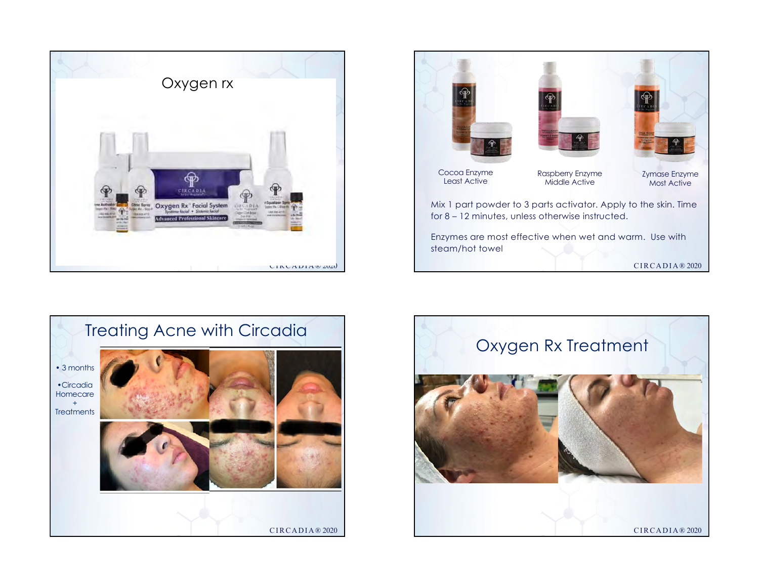## Oxygen rx

Cocoa Enzyme
Least Active

Raspberry Enzyme
Middle Active

Zymase Enzyme
Most Active

Mix 1 part powder to 3 parts activator. Apply to the skin. Time for 8 – 12 minutes, unless otherwise instructed.

Enzymes are most effective when wet and warm. Use with steam/hot towel

## Treating Acne with Circadia

- 3 months
- Circadia Homecare + Treatments

## Oxygen Rx Treatment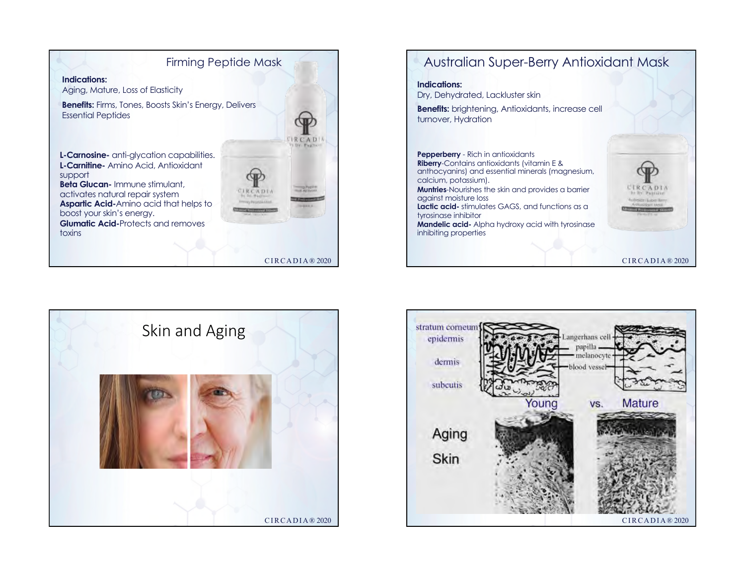## Firming Peptide Mask

**Indications:**
Aging, Mature, Loss of Elasticity

**Benefits:** Firms, Tones, Boosts Skin's Energy, Delivers Essential Peptides

**L-Carnosine-** anti-glycation capabilities.
**L-Carnitine-** Amino Acid, Antioxidant support
**Beta Glucan-** Immune stimulant, activates natural repair system
**Aspartic Acid-**Amino acid that helps to boost your skin's energy.
**Glumatic Acid-**Protects and removes toxins

## Australian Super-Berry Antioxidant Mask

**Indications:**
Dry, Dehydrated, Lackluster skin

**Benefits:** brightening, Antioxidants, increase cell turnover, Hydration

**Pepperberry** - Rich in antioxidants
**Riberry**-Contains antioxidants (vitamin E & anthocyanins) and essential minerals (magnesium, calcium, potassium).
**Muntries**-Nourishes the skin and provides a barrier against moisture loss
**Lactic acid-** stimulates GAGS, and functions as a tyrosinase inhibitor
**Mandelic acid-** Alpha hydroxy acid with tyrosinase inhibiting properties

## Skin and Aging

stratum corneum
epidermis
dermis
subcutis
Langerhans cell
papilla
melanocyte
blood vessel
Young vs. Mature
Aging Skin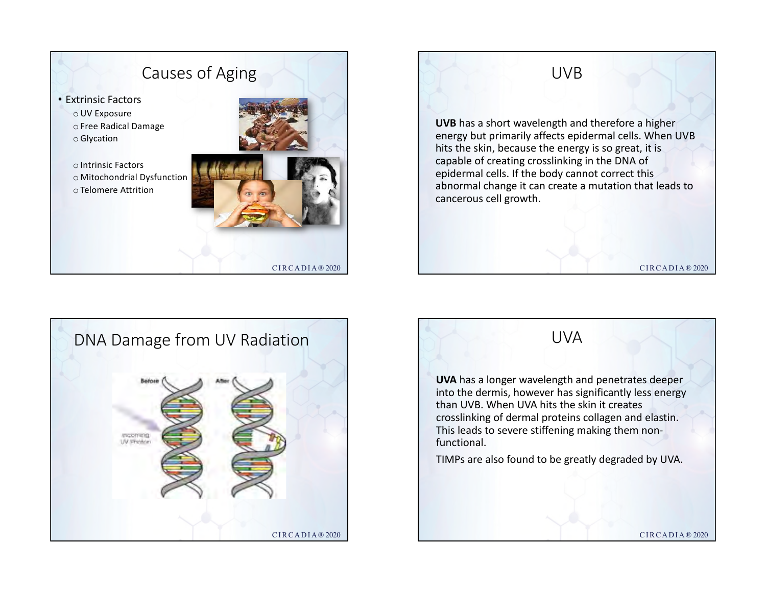## Causes of Aging

- Extrinsic Factors
  - UV Exposure
  - Free Radical Damage
  - Glycation
  - Intrinsic Factors
  - Mitochondrial Dysfunction
  - Telomere Attrition

## UVB

**UVB** has a short wavelength and therefore a higher energy but primarily affects epidermal cells. When UVB hits the skin, because the energy is so great, it is capable of creating crosslinking in the DNA of epidermal cells. If the body cannot correct this abnormal change it can create a mutation that leads to cancerous cell growth.

## DNA Damage from UV Radiation

Before

After

incoming UV Photon

## UVA

**UVA** has a longer wavelength and penetrates deeper into the dermis, however has significantly less energy than UVB. When UVA hits the skin it creates crosslinking of dermal proteins collagen and elastin. This leads to severe stiffening making them non-functional.

TIMPs are also found to be greatly degraded by UVA.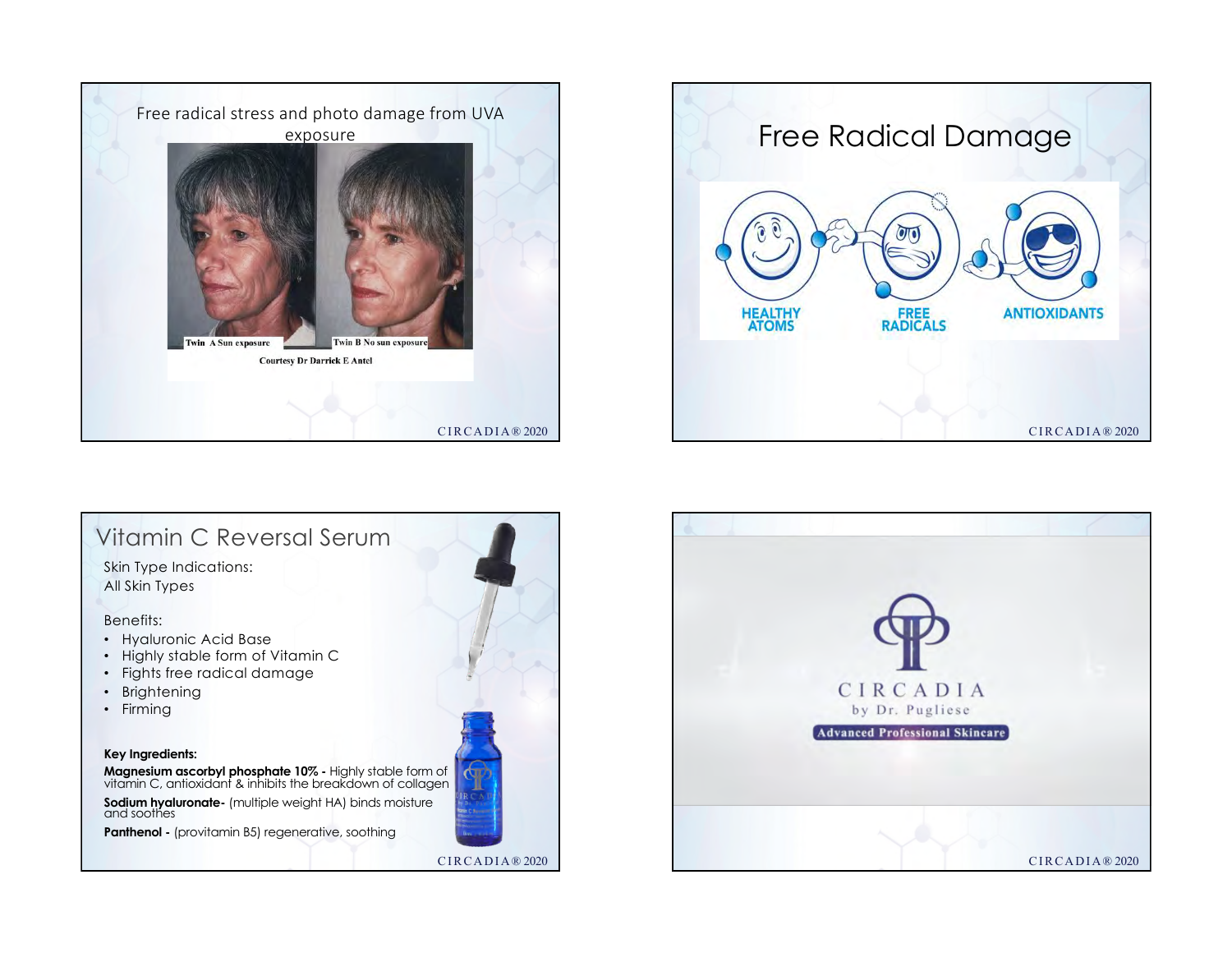## Free radical stress and photo damage from UVA exposure

Twin A Sun exposure

Twin B No sun exposure

Courtesy Dr Darrick E Antel

## Free Radical Damage

HEALTHY ATOMS

FREE RADICALS

ANTIOXIDANTS

## Vitamin C Reversal Serum

Skin Type Indications:
All Skin Types

Benefits:

- Hyaluronic Acid Base
- Highly stable form of Vitamin C
- Fights free radical damage
- Brightening
- Firming

**Key Ingredients:**

**Magnesium ascorbyl phosphate 10% -** Highly stable form of vitamin C, antioxidant & inhibits the breakdown of collagen

**Sodium hyaluronate-** (multiple weight HA) binds moisture and soothes

**Panthenol -** (provitamin B5) regenerative, soothing

CIRCADIA
by Dr. Pugliese
Advanced Professional Skincare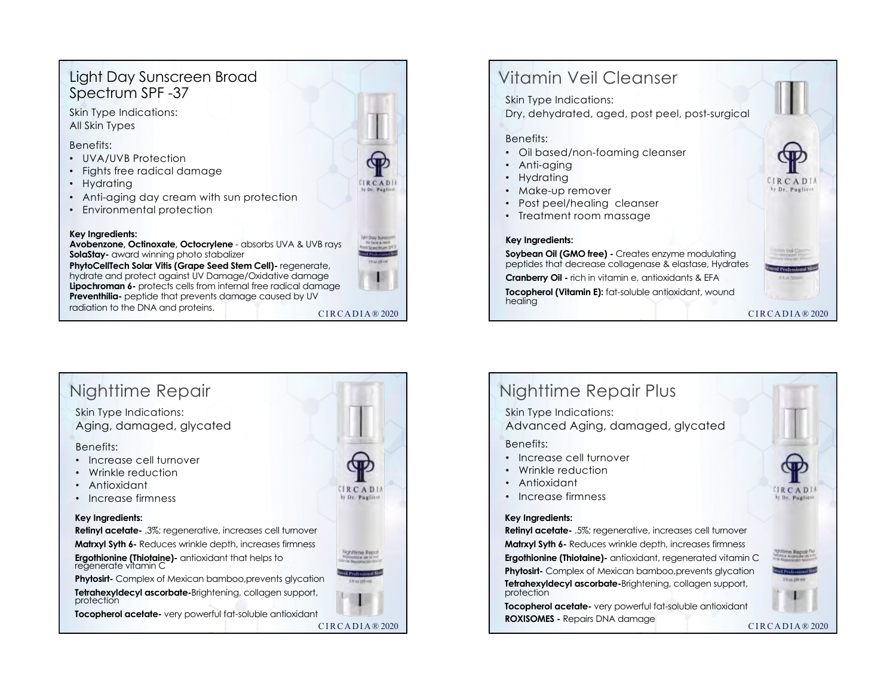## Light Day Sunscreen Broad Spectrum SPF -37

Skin Type Indications:
All Skin Types

Benefits:

- UVA/UVB Protection
- Fights free radical damage
- Hydrating
- Anti-aging day cream with sun protection
- Environmental protection

**Key Ingredients:**

**Avobenzone, Octinoxate, Octocrylene** - absorbs UVA & UVB rays
**SolaStay-** award winning photo stabalizer
**PhytoCellTech Solar Vitis (Grape Seed Stem Cell)-** regenerate, hydrate and protect against UV Damage/Oxidative damage
**Lipochroman 6-** protects cells from internal free radical damage
**Preventhilia-** peptide that prevents damage caused by UV radiation to the DNA and proteins.

## Vitamin Veil Cleanser

Skin Type Indications:
Dry, dehydrated, aged, post peel, post-surgical

Benefits:

- Oil based/non-foaming cleanser
- Anti-aging
- Hydrating
- Make-up remover
- Post peel/healing cleanser
- Treatment room massage

**Key Ingredients:**

**Soybean Oil (GMO free) -** Creates enzyme modulating peptides that decrease collagenase & elastase, Hydrates
**Cranberry Oil -** rich in vitamin e, antioxidants & EFA
**Tocopherol (Vitamin E):** fat-soluble antioxidant, wound healing

## Nighttime Repair

Skin Type Indications:
Aging, damaged, glycated

Benefits:

- Increase cell turnover
- Wrinkle reduction
- Antioxidant
- Increase firmness

**Key Ingredients:**

**Retinyl acetate-** .3%; regenerative, increases cell turnover
**Matrxyl Syth 6-** Reduces wrinkle depth, increases firmness
**Ergothionine (Thiotaine)-** antioxidant that helps to regenerate vitamin C
**Phytosirt-** Complex of Mexican bamboo,prevents glycation
**Tetrahexyldecyl ascorbate-**Brightening, collagen support, protection
**Tocopherol acetate-** very powerful fat-soluble antioxidant

## Nighttime Repair Plus

Skin Type Indications:
Advanced Aging, damaged, glycated

Benefits:

- Increase cell turnover
- Wrinkle reduction
- Antioxidant
- Increase firmness

**Key Ingredients:**

**Retinyl acetate-** .5%; regenerative, increases cell turnover
**Matrxyl Syth 6-** Reduces wrinkle depth, increases firmness
**Ergothionine (Thiotaine)-** antioxidant, regenerated vitamin C
**Phytosirt-** Complex of Mexican bamboo,prevents glycation
**Tetrahexyldecyl ascorbate-**Brightening, collagen support, protection
**Tocopherol acetate-** very powerful fat-soluble antioxidant
**ROXISOMES -** Repairs DNA damage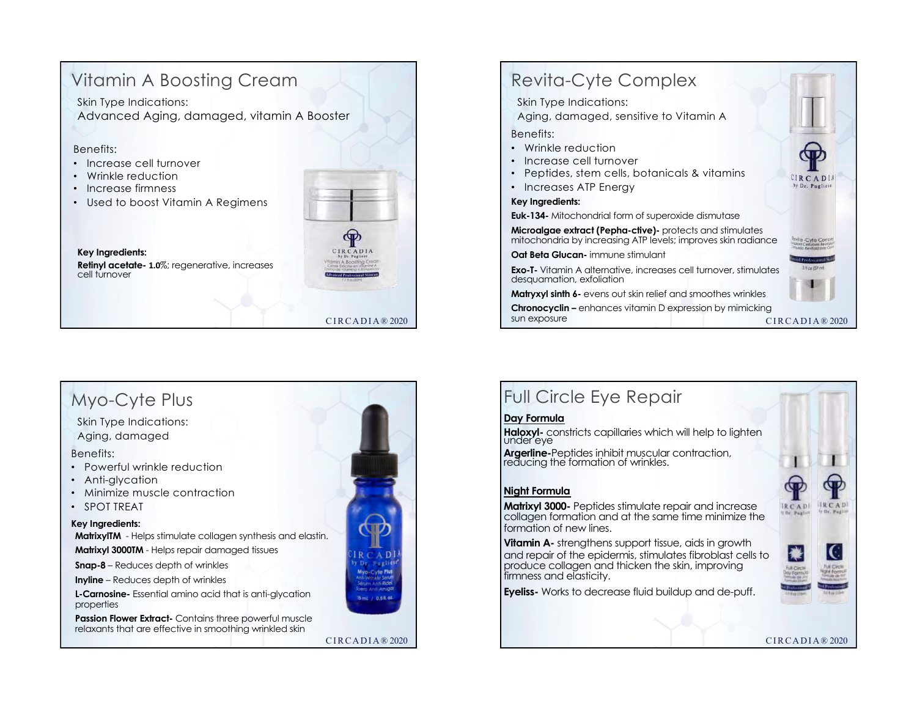## Vitamin A Boosting Cream

Skin Type Indications:
Advanced Aging, damaged, vitamin A Booster

Benefits:

- Increase cell turnover
- Wrinkle reduction
- Increase firmness
- Used to boost Vitamin A Regimens

**Key Ingredients:**

**Retinyl acetate- 1.0%**; regenerative, increases cell turnover

## Revita-Cyte Complex

Skin Type Indications:
Aging, damaged, sensitive to Vitamin A

Benefits:

- Wrinkle reduction
- Increase cell turnover
- Peptides, stem cells, botanicals & vitamins
- Increases ATP Energy

**Key Ingredients:**

**Euk-134-** Mitochondrial form of superoxide dismutase

**Microalgae extract (Pepha-ctive)-** protects and stimulates mitochondria by increasing ATP levels; improves skin radiance

**Oat Beta Glucan-** immune stimulant

**Exo-T-** Vitamin A alternative, increases cell turnover, stimulates desquamation, exfoliation

**Matryxyl sinth 6-** evens out skin relief and smoothes wrinkles

**Chronocyclin –** enhances vitamin D expression by mimicking sun exposure

## Myo-Cyte Plus

Skin Type Indications:
Aging, damaged

Benefits:

- Powerful wrinkle reduction
- Anti-glycation
- Minimize muscle contraction
- SPOT TREAT

**Key Ingredients:**

**MatrixylTM** - Helps stimulate collagen synthesis and elastin.

**Matrixyl 3000TM** - Helps repair damaged tissues

**Snap-8** – Reduces depth of wrinkles

**Inyline** – Reduces depth of wrinkles

**L-Carnosine-** Essential amino acid that is anti-glycation properties

**Passion Flower Extract-** Contains three powerful muscle relaxants that are effective in smoothing wrinkled skin

## Full Circle Eye Repair

**Day Formula**

**Haloxyl-** constricts capillaries which will help to lighten under eye

**Argerline-**Peptides inhibit muscular contraction, reducing the formation of wrinkles.

**Night Formula**

**Matrixyl 3000-** Peptides stimulate repair and increase collagen formation and at the same time minimize the formation of new lines.

**Vitamin A-** strengthens support tissue, aids in growth and repair of the epidermis, stimulates fibroblast cells to produce collagen and thicken the skin, improving firmness and elasticity.

**Eyeliss-** Works to decrease fluid buildup and de-puff.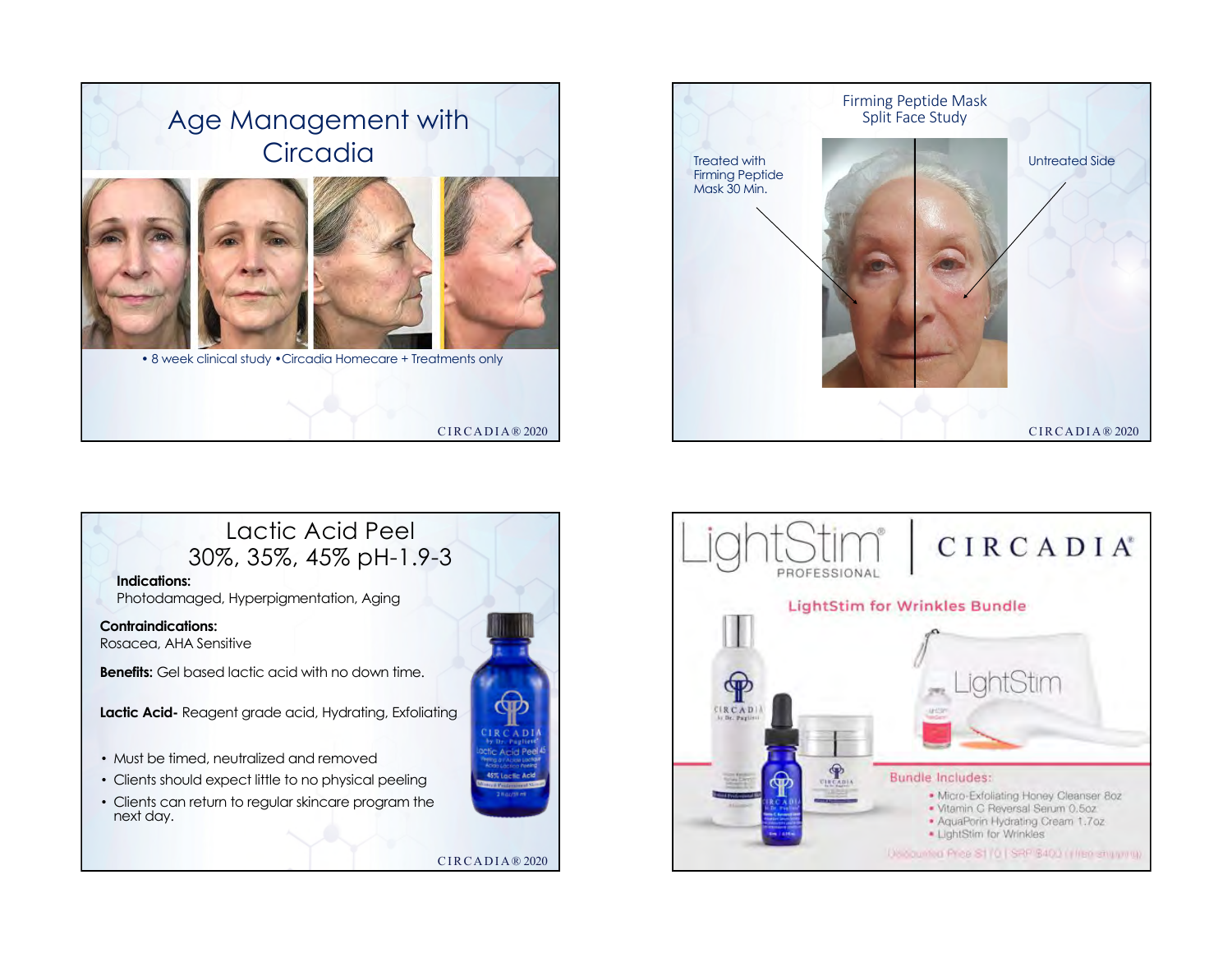# Age Management with Circadia

- 8 week clinical study
- Circadia Homecare + Treatments only

CIRCADIA® 2020

# Firming Peptide Mask Split Face Study

Treated with Firming Peptide Mask 30 Min.

Untreated Side

CIRCADIA® 2020

# Lactic Acid Peel 30%, 35%, 45% pH-1.9-3

**Indications:**
Photodamaged, Hyperpigmentation, Aging

**Contraindications:**
Rosacea, AHA Sensitive

**Benefits:** Gel based lactic acid with no down time.

**Lactic Acid-** Reagent grade acid, Hydrating, Exfoliating

- Must be timed, neutralized and removed
- Clients should expect little to no physical peeling
- Clients can return to regular skincare program the next day.

CIRCADIA® 2020

LightStim® PROFESSIONAL | CIRCADIA®

LightStim for Wrinkles Bundle

Bundle Includes:

- Micro-Exfoliating Honey Cleanser 8oz
- Vitamin C Reversal Serum 0.5oz
- AquaPorin Hydrating Cream 1.7oz
- LightStim for Wrinkles

Discounted Price $170 | SRP $400 (+free shipping)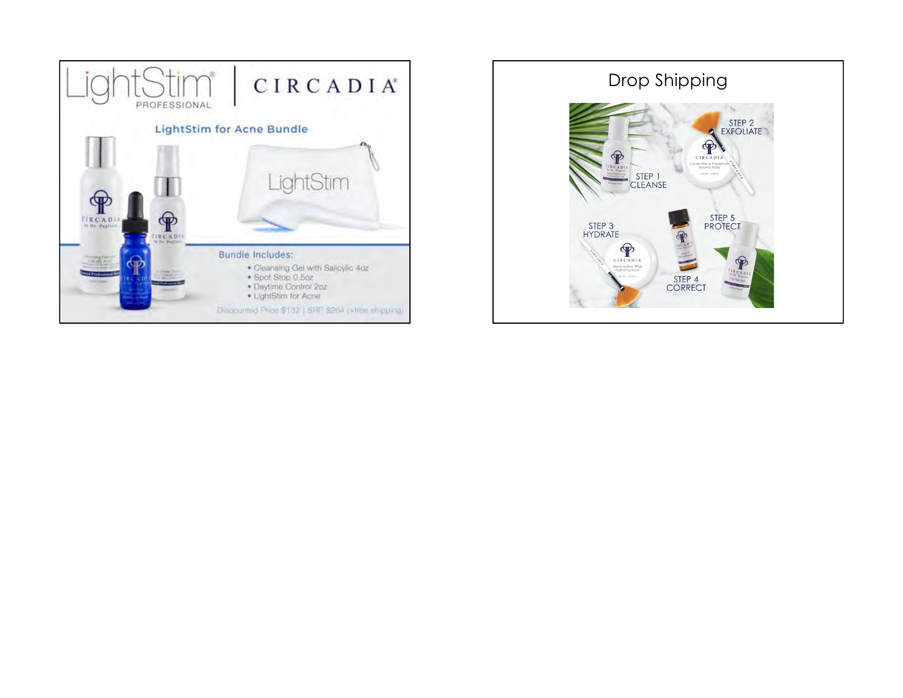LightStim® PROFESSIONAL | CIRCADIA®

LightStim for Acne Bundle

Bundle Includes:

- Cleansing Gel with Salicylic 4oz
- Spot Stop 0.5oz
- Daytime Control 2oz
- LightStim for Acne

Discounted Price $132 | SRP $264 (+free shipping)

## Drop Shipping

STEP 1 CLEANSE

STEP 2 EXFOLIATE

STEP 3 HYDRATE

STEP 4 CORRECT

STEP 5 PROTECT